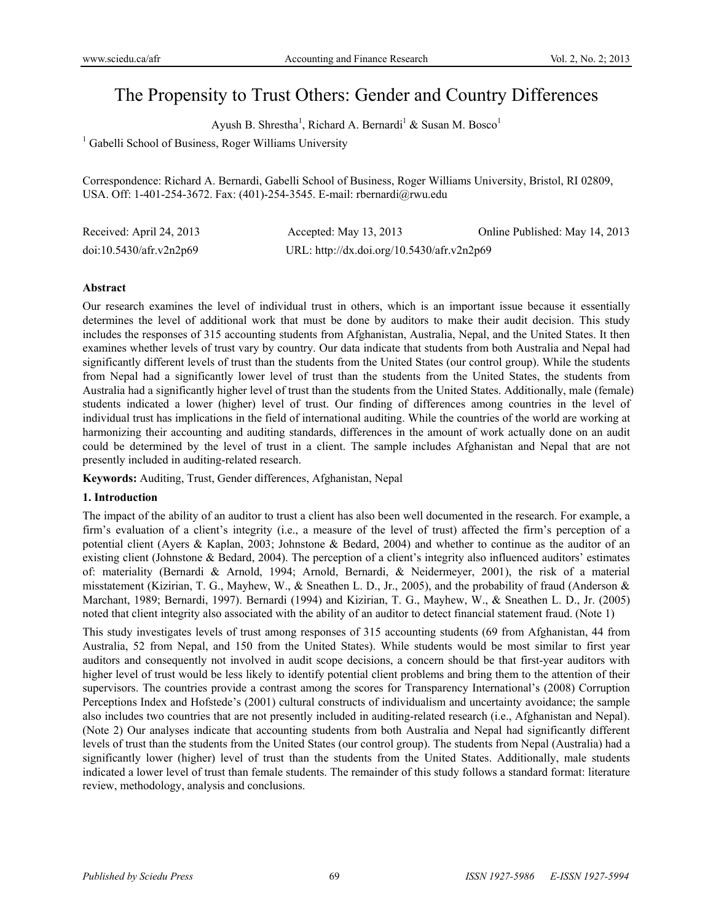# The Propensity to Trust Others: Gender and Country Differences

Ayush B. Shrestha[1], Richard A. Bernardi[1] & Susan M. Bosco[1]

[1] Gabelli School of Business, Roger Williams University

Correspondence: Richard A. Bernardi, Gabelli School of Business, Roger Williams University, Bristol, RI 02809, USA. Off: 1-401-254-3672. Fax: (401)-254-3545. E-mail: rbernardi@rwu.edu

Received: April 24, 2013 Accepted: May 13, 2013 Online Published: May 14, 2013

doi:10.5430/afr.v2n2p69 URL: http://dx.doi.org/10.5430/afr.v2n2p69

## Abstract

Our research examines the level of individual trust in others, which is an important issue because it essentially determines the level of additional work that must be done by auditors to make their audit decision. This study includes the responses of 315 accounting students from Afghanistan, Australia, Nepal, and the United States. It then examines whether levels of trust vary by country. Our data indicate that students from both Australia and Nepal had significantly different levels of trust than the students from the United States (our control group). While the students from Nepal had a significantly lower level of trust than the students from the United States, the students from Australia had a significantly higher level of trust than the students from the United States. Additionally, male (female) students indicated a lower (higher) level of trust. Our finding of differences among countries in the level of individual trust has implications in the field of international auditing. While the countries of the world are working at harmonizing their accounting and auditing standards, differences in the amount of work actually done on an audit could be determined by the level of trust in a client. The sample includes Afghanistan and Nepal that are not presently included in auditing-related research.

**Keywords:** Auditing, Trust, Gender differences, Afghanistan, Nepal

## 1. Introduction

The impact of the ability of an auditor to trust a client has also been well documented in the research. For example, a firm's evaluation of a client's integrity (i.e., a measure of the level of trust) affected the firm's perception of a potential client (Ayers & Kaplan, 2003; Johnstone & Bedard, 2004) and whether to continue as the auditor of an existing client (Johnstone & Bedard, 2004). The perception of a client's integrity also influenced auditors' estimates of: materiality (Bernardi & Arnold, 1994; Arnold, Bernardi, & Neidermeyer, 2001), the risk of a material misstatement (Kizirian, T. G., Mayhew, W., & Sneathen L. D., Jr., 2005), and the probability of fraud (Anderson & Marchant, 1989; Bernardi, 1997). Bernardi (1994) and Kizirian, T. G., Mayhew, W., & Sneathen L. D., Jr. (2005) noted that client integrity also associated with the ability of an auditor to detect financial statement fraud. (Note 1)

This study investigates levels of trust among responses of 315 accounting students (69 from Afghanistan, 44 from Australia, 52 from Nepal, and 150 from the United States). While students would be most similar to first year auditors and consequently not involved in audit scope decisions, a concern should be that first-year auditors with higher level of trust would be less likely to identify potential client problems and bring them to the attention of their supervisors. The countries provide a contrast among the scores for Transparency International's (2008) Corruption Perceptions Index and Hofstede's (2001) cultural constructs of individualism and uncertainty avoidance; the sample also includes two countries that are not presently included in auditing-related research (i.e., Afghanistan and Nepal). (Note 2) Our analyses indicate that accounting students from both Australia and Nepal had significantly different levels of trust than the students from the United States (our control group). The students from Nepal (Australia) had a significantly lower (higher) level of trust than the students from the United States. Additionally, male students indicated a lower level of trust than female students. The remainder of this study follows a standard format: literature review, methodology, analysis and conclusions.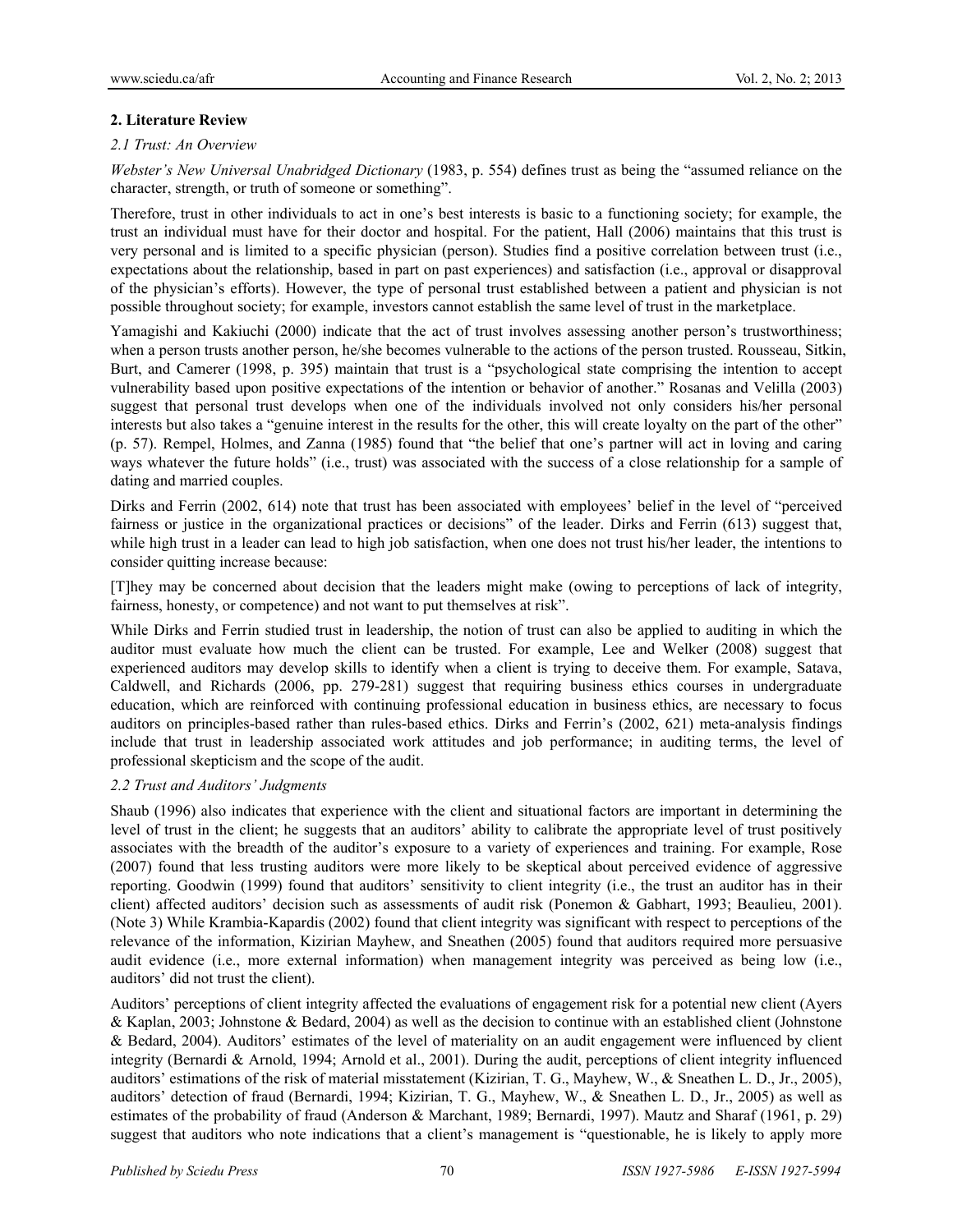## 2. Literature Review

### 2.1 Trust: An Overview

*Webster's New Universal Unabridged Dictionary* (1983, p. 554) defines trust as being the "assumed reliance on the character, strength, or truth of someone or something".

Therefore, trust in other individuals to act in one's best interests is basic to a functioning society; for example, the trust an individual must have for their doctor and hospital. For the patient, Hall (2006) maintains that this trust is very personal and is limited to a specific physician (person). Studies find a positive correlation between trust (i.e., expectations about the relationship, based in part on past experiences) and satisfaction (i.e., approval or disapproval of the physician's efforts). However, the type of personal trust established between a patient and physician is not possible throughout society; for example, investors cannot establish the same level of trust in the marketplace.

Yamagishi and Kakiuchi (2000) indicate that the act of trust involves assessing another person's trustworthiness; when a person trusts another person, he/she becomes vulnerable to the actions of the person trusted. Rousseau, Sitkin, Burt, and Camerer (1998, p. 395) maintain that trust is a "psychological state comprising the intention to accept vulnerability based upon positive expectations of the intention or behavior of another." Rosanas and Velilla (2003) suggest that personal trust develops when one of the individuals involved not only considers his/her personal interests but also takes a "genuine interest in the results for the other, this will create loyalty on the part of the other" (p. 57). Rempel, Holmes, and Zanna (1985) found that "the belief that one's partner will act in loving and caring ways whatever the future holds" (i.e., trust) was associated with the success of a close relationship for a sample of dating and married couples.

Dirks and Ferrin (2002, 614) note that trust has been associated with employees' belief in the level of "perceived fairness or justice in the organizational practices or decisions" of the leader. Dirks and Ferrin (613) suggest that, while high trust in a leader can lead to high job satisfaction, when one does not trust his/her leader, the intentions to consider quitting increase because:

[T]hey may be concerned about decision that the leaders might make (owing to perceptions of lack of integrity, fairness, honesty, or competence) and not want to put themselves at risk".

While Dirks and Ferrin studied trust in leadership, the notion of trust can also be applied to auditing in which the auditor must evaluate how much the client can be trusted. For example, Lee and Welker (2008) suggest that experienced auditors may develop skills to identify when a client is trying to deceive them. For example, Satava, Caldwell, and Richards (2006, pp. 279-281) suggest that requiring business ethics courses in undergraduate education, which are reinforced with continuing professional education in business ethics, are necessary to focus auditors on principles-based rather than rules-based ethics. Dirks and Ferrin's (2002, 621) meta-analysis findings include that trust in leadership associated work attitudes and job performance; in auditing terms, the level of professional skepticism and the scope of the audit.

### 2.2 Trust and Auditors' Judgments

Shaub (1996) also indicates that experience with the client and situational factors are important in determining the level of trust in the client; he suggests that an auditors' ability to calibrate the appropriate level of trust positively associates with the breadth of the auditor's exposure to a variety of experiences and training. For example, Rose (2007) found that less trusting auditors were more likely to be skeptical about perceived evidence of aggressive reporting. Goodwin (1999) found that auditors' sensitivity to client integrity (i.e., the trust an auditor has in their client) affected auditors' decision such as assessments of audit risk (Ponemon & Gabhart, 1993; Beaulieu, 2001). (Note 3) While Krambia-Kapardis (2002) found that client integrity was significant with respect to perceptions of the relevance of the information, Kizirian Mayhew, and Sneathen (2005) found that auditors required more persuasive audit evidence (i.e., more external information) when management integrity was perceived as being low (i.e., auditors' did not trust the client).

Auditors' perceptions of client integrity affected the evaluations of engagement risk for a potential new client (Ayers & Kaplan, 2003; Johnstone & Bedard, 2004) as well as the decision to continue with an established client (Johnstone & Bedard, 2004). Auditors' estimates of the level of materiality on an audit engagement were influenced by client integrity (Bernardi & Arnold, 1994; Arnold et al., 2001). During the audit, perceptions of client integrity influenced auditors' estimations of the risk of material misstatement (Kizirian, T. G., Mayhew, W., & Sneathen L. D., Jr., 2005), auditors' detection of fraud (Bernardi, 1994; Kizirian, T. G., Mayhew, W., & Sneathen L. D., Jr., 2005) as well as estimates of the probability of fraud (Anderson & Marchant, 1989; Bernardi, 1997). Mautz and Sharaf (1961, p. 29) suggest that auditors who note indications that a client's management is "questionable, he is likely to apply more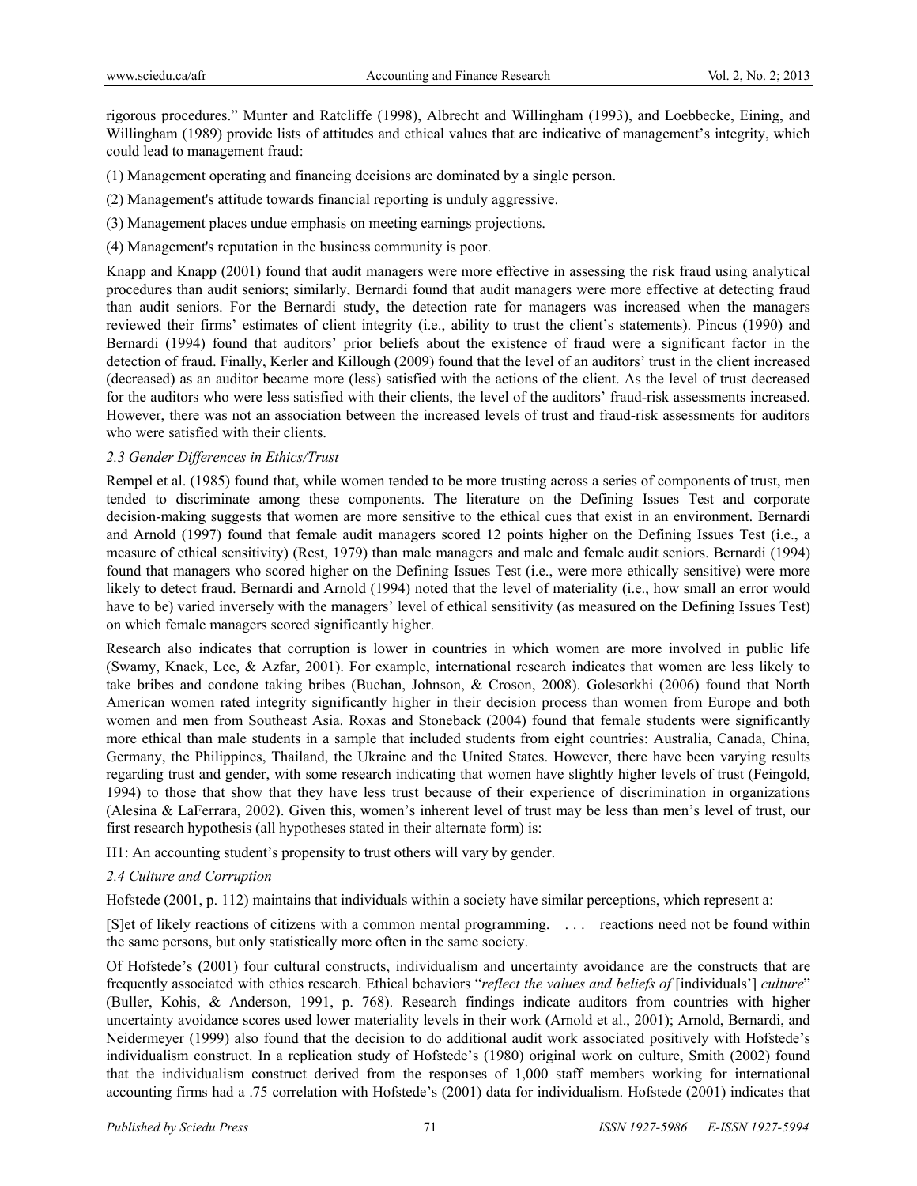rigorous procedures." Munter and Ratcliffe (1998), Albrecht and Willingham (1993), and Loebbecke, Eining, and Willingham (1989) provide lists of attitudes and ethical values that are indicative of management's integrity, which could lead to management fraud:

(1) Management operating and financing decisions are dominated by a single person.

(2) Management's attitude towards financial reporting is unduly aggressive.

(3) Management places undue emphasis on meeting earnings projections.

(4) Management's reputation in the business community is poor.

Knapp and Knapp (2001) found that audit managers were more effective in assessing the risk fraud using analytical procedures than audit seniors; similarly, Bernardi found that audit managers were more effective at detecting fraud than audit seniors. For the Bernardi study, the detection rate for managers was increased when the managers reviewed their firms' estimates of client integrity (i.e., ability to trust the client's statements). Pincus (1990) and Bernardi (1994) found that auditors' prior beliefs about the existence of fraud were a significant factor in the detection of fraud. Finally, Kerler and Killough (2009) found that the level of an auditors' trust in the client increased (decreased) as an auditor became more (less) satisfied with the actions of the client. As the level of trust decreased for the auditors who were less satisfied with their clients, the level of the auditors' fraud-risk assessments increased. However, there was not an association between the increased levels of trust and fraud-risk assessments for auditors who were satisfied with their clients.

### *2.3 Gender Differences in Ethics/Trust*

Rempel et al. (1985) found that, while women tended to be more trusting across a series of components of trust, men tended to discriminate among these components. The literature on the Defining Issues Test and corporate decision-making suggests that women are more sensitive to the ethical cues that exist in an environment. Bernardi and Arnold (1997) found that female audit managers scored 12 points higher on the Defining Issues Test (i.e., a measure of ethical sensitivity) (Rest, 1979) than male managers and male and female audit seniors. Bernardi (1994) found that managers who scored higher on the Defining Issues Test (i.e., were more ethically sensitive) were more likely to detect fraud. Bernardi and Arnold (1994) noted that the level of materiality (i.e., how small an error would have to be) varied inversely with the managers' level of ethical sensitivity (as measured on the Defining Issues Test) on which female managers scored significantly higher.

Research also indicates that corruption is lower in countries in which women are more involved in public life (Swamy, Knack, Lee, & Azfar, 2001). For example, international research indicates that women are less likely to take bribes and condone taking bribes (Buchan, Johnson, & Croson, 2008). Golesorkhi (2006) found that North American women rated integrity significantly higher in their decision process than women from Europe and both women and men from Southeast Asia. Roxas and Stoneback (2004) found that female students were significantly more ethical than male students in a sample that included students from eight countries: Australia, Canada, China, Germany, the Philippines, Thailand, the Ukraine and the United States. However, there have been varying results regarding trust and gender, with some research indicating that women have slightly higher levels of trust (Feingold, 1994) to those that show that they have less trust because of their experience of discrimination in organizations (Alesina & LaFerrara, 2002). Given this, women's inherent level of trust may be less than men's level of trust, our first research hypothesis (all hypotheses stated in their alternate form) is:

H1: An accounting student's propensity to trust others will vary by gender.

### *2.4 Culture and Corruption*

Hofstede (2001, p. 112) maintains that individuals within a society have similar perceptions, which represent a:

> [S]et of likely reactions of citizens with a common mental programming. . . . reactions need not be found within the same persons, but only statistically more often in the same society.

Of Hofstede's (2001) four cultural constructs, individualism and uncertainty avoidance are the constructs that are frequently associated with ethics research. Ethical behaviors "*reflect the values and beliefs of* [individuals'] *culture*" (Buller, Kohis, & Anderson, 1991, p. 768). Research findings indicate auditors from countries with higher uncertainty avoidance scores used lower materiality levels in their work (Arnold et al., 2001); Arnold, Bernardi, and Neidermeyer (1999) also found that the decision to do additional audit work associated positively with Hofstede's individualism construct. In a replication study of Hofstede's (1980) original work on culture, Smith (2002) found that the individualism construct derived from the responses of 1,000 staff members working for international accounting firms had a .75 correlation with Hofstede's (2001) data for individualism. Hofstede (2001) indicates that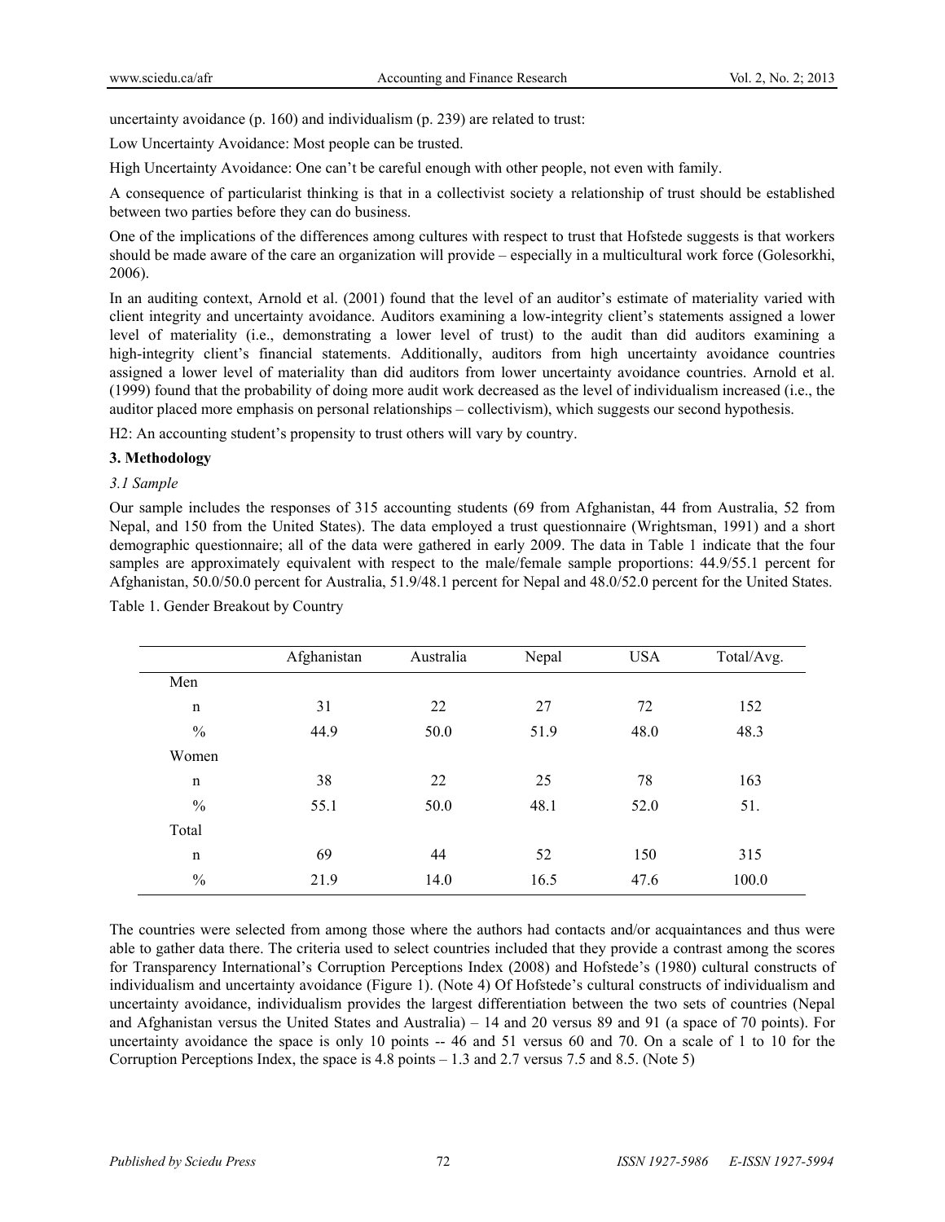uncertainty avoidance (p. 160) and individualism (p. 239) are related to trust:

Low Uncertainty Avoidance: Most people can be trusted.

High Uncertainty Avoidance: One can't be careful enough with other people, not even with family.

A consequence of particularist thinking is that in a collectivist society a relationship of trust should be established between two parties before they can do business.

One of the implications of the differences among cultures with respect to trust that Hofstede suggests is that workers should be made aware of the care an organization will provide – especially in a multicultural work force (Golesorkhi, 2006).

In an auditing context, Arnold et al. (2001) found that the level of an auditor's estimate of materiality varied with client integrity and uncertainty avoidance. Auditors examining a low-integrity client's statements assigned a lower level of materiality (i.e., demonstrating a lower level of trust) to the audit than did auditors examining a high-integrity client's financial statements. Additionally, auditors from high uncertainty avoidance countries assigned a lower level of materiality than did auditors from lower uncertainty avoidance countries. Arnold et al. (1999) found that the probability of doing more audit work decreased as the level of individualism increased (i.e., the auditor placed more emphasis on personal relationships – collectivism), which suggests our second hypothesis.

H2: An accounting student's propensity to trust others will vary by country.

## 3. Methodology

### *3.1 Sample*

Our sample includes the responses of 315 accounting students (69 from Afghanistan, 44 from Australia, 52 from Nepal, and 150 from the United States). The data employed a trust questionnaire (Wrightsman, 1991) and a short demographic questionnaire; all of the data were gathered in early 2009. The data in Table 1 indicate that the four samples are approximately equivalent with respect to the male/female sample proportions: 44.9/55.1 percent for Afghanistan, 50.0/50.0 percent for Australia, 51.9/48.1 percent for Nepal and 48.0/52.0 percent for the United States.

Table 1. Gender Breakout by Country

| | Afghanistan | Australia | Nepal | USA | Total/Avg. |
|---|---|---|---|---|---|
| Men | | | | | |
| n | 31 | 22 | 27 | 72 | 152 |
| % | 44.9 | 50.0 | 51.9 | 48.0 | 48.3 |
| Women | | | | | |
| n | 38 | 22 | 25 | 78 | 163 |
| % | 55.1 | 50.0 | 48.1 | 52.0 | 51. |
| Total | | | | | |
| n | 69 | 44 | 52 | 150 | 315 |
| % | 21.9 | 14.0 | 16.5 | 47.6 | 100.0 |

The countries were selected from among those where the authors had contacts and/or acquaintances and thus were able to gather data there. The criteria used to select countries included that they provide a contrast among the scores for Transparency International's Corruption Perceptions Index (2008) and Hofstede's (1980) cultural constructs of individualism and uncertainty avoidance (Figure 1). (Note 4) Of Hofstede's cultural constructs of individualism and uncertainty avoidance, individualism provides the largest differentiation between the two sets of countries (Nepal and Afghanistan versus the United States and Australia) – 14 and 20 versus 89 and 91 (a space of 70 points). For uncertainty avoidance the space is only 10 points -- 46 and 51 versus 60 and 70. On a scale of 1 to 10 for the Corruption Perceptions Index, the space is 4.8 points – 1.3 and 2.7 versus 7.5 and 8.5. (Note 5)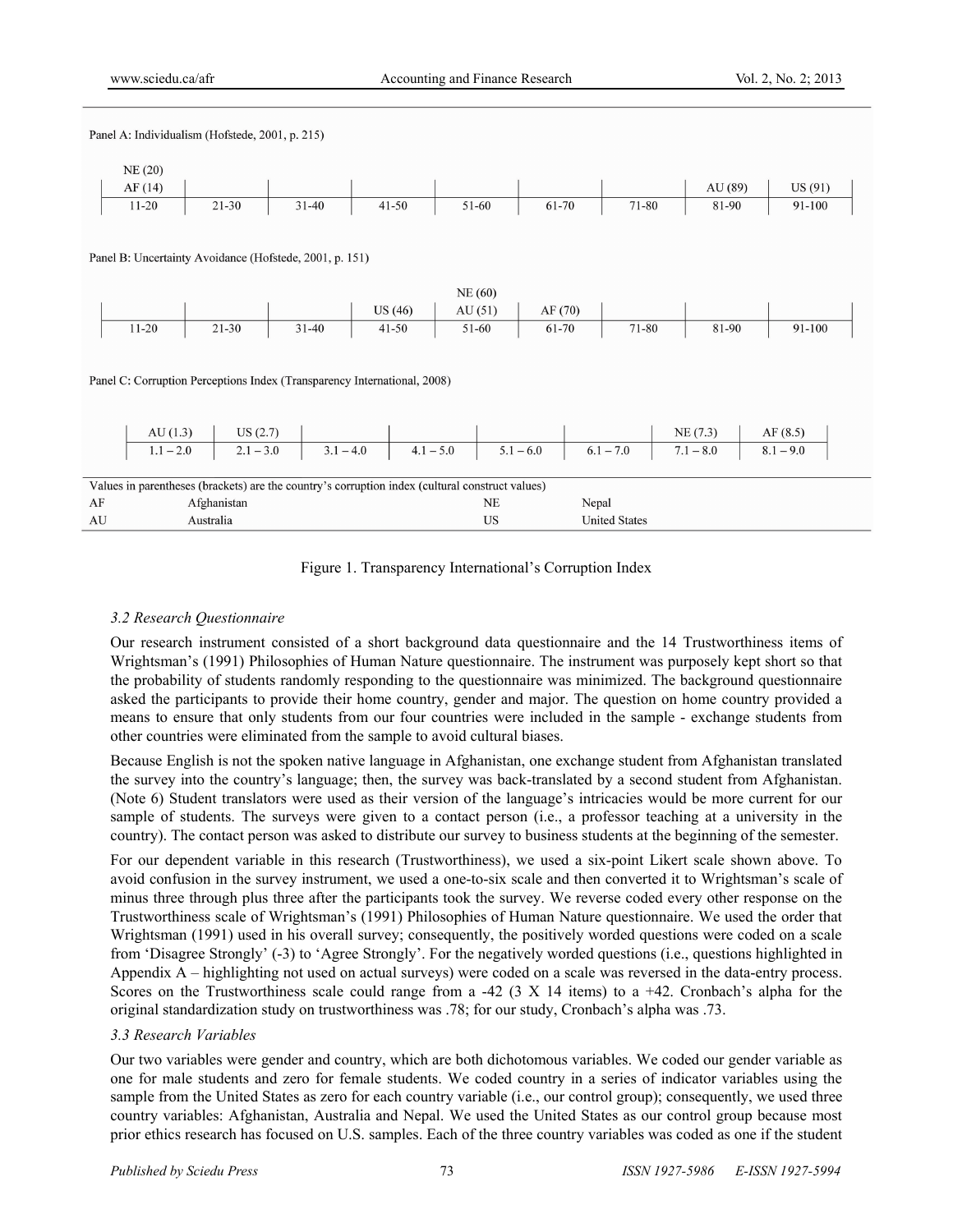Panel A: Individualism (Hofstede, 2001, p. 215)

| NE (20) AF (14) | | | | | | | AU (89) | US (91) |
|---|---|---|---|---|---|---|---|---|
| 11-20 | 21-30 | 31-40 | 41-50 | 51-60 | 61-70 | 71-80 | 81-90 | 91-100 |

Panel B: Uncertainty Avoidance (Hofstede, 2001, p. 151)

| | | | US (46) | NE (60) AU (51) | AF (70) | | | |
|---|---|---|---|---|---|---|---|---|
| 11-20 | 21-30 | 31-40 | 41-50 | 51-60 | 61-70 | 71-80 | 81-90 | 91-100 |

Panel C: Corruption Perceptions Index (Transparency International, 2008)

| AU (1.3) | US (2.7) | | | | | NE (7.3) | AF (8.5) |
|---|---|---|---|---|---|---|---|
| 1.1 – 2.0 | 2.1 – 3.0 | 3.1 – 4.0 | 4.1 – 5.0 | 5.1 – 6.0 | 6.1 – 7.0 | 7.1 – 8.0 | 8.1 – 9.0 |

Values in parentheses (brackets) are the country's corruption index (cultural construct values)

| | | | |
|---|---|---|---|
| AF | Afghanistan | NE | Nepal |
| AU | Australia | US | United States |

Figure 1. Transparency International's Corruption Index

### *3.2 Research Questionnaire*

Our research instrument consisted of a short background data questionnaire and the 14 Trustworthiness items of Wrightsman's (1991) Philosophies of Human Nature questionnaire. The instrument was purposely kept short so that the probability of students randomly responding to the questionnaire was minimized. The background questionnaire asked the participants to provide their home country, gender and major. The question on home country provided a means to ensure that only students from our four countries were included in the sample - exchange students from other countries were eliminated from the sample to avoid cultural biases.

Because English is not the spoken native language in Afghanistan, one exchange student from Afghanistan translated the survey into the country's language; then, the survey was back-translated by a second student from Afghanistan. (Note 6) Student translators were used as their version of the language's intricacies would be more current for our sample of students. The surveys were given to a contact person (i.e., a professor teaching at a university in the country). The contact person was asked to distribute our survey to business students at the beginning of the semester.

For our dependent variable in this research (Trustworthiness), we used a six-point Likert scale shown above. To avoid confusion in the survey instrument, we used a one-to-six scale and then converted it to Wrightsman's scale of minus three through plus three after the participants took the survey. We reverse coded every other response on the Trustworthiness scale of Wrightsman's (1991) Philosophies of Human Nature questionnaire. We used the order that Wrightsman (1991) used in his overall survey; consequently, the positively worded questions were coded on a scale from 'Disagree Strongly' (-3) to 'Agree Strongly'. For the negatively worded questions (i.e., questions highlighted in Appendix A – highlighting not used on actual surveys) were coded on a scale was reversed in the data-entry process. Scores on the Trustworthiness scale could range from a -42 (3 X 14 items) to a +42. Cronbach's alpha for the original standardization study on trustworthiness was .78; for our study, Cronbach's alpha was .73.

### *3.3 Research Variables*

Our two variables were gender and country, which are both dichotomous variables. We coded our gender variable as one for male students and zero for female students. We coded country in a series of indicator variables using the sample from the United States as zero for each country variable (i.e., our control group); consequently, we used three country variables: Afghanistan, Australia and Nepal. We used the United States as our control group because most prior ethics research has focused on U.S. samples. Each of the three country variables was coded as one if the student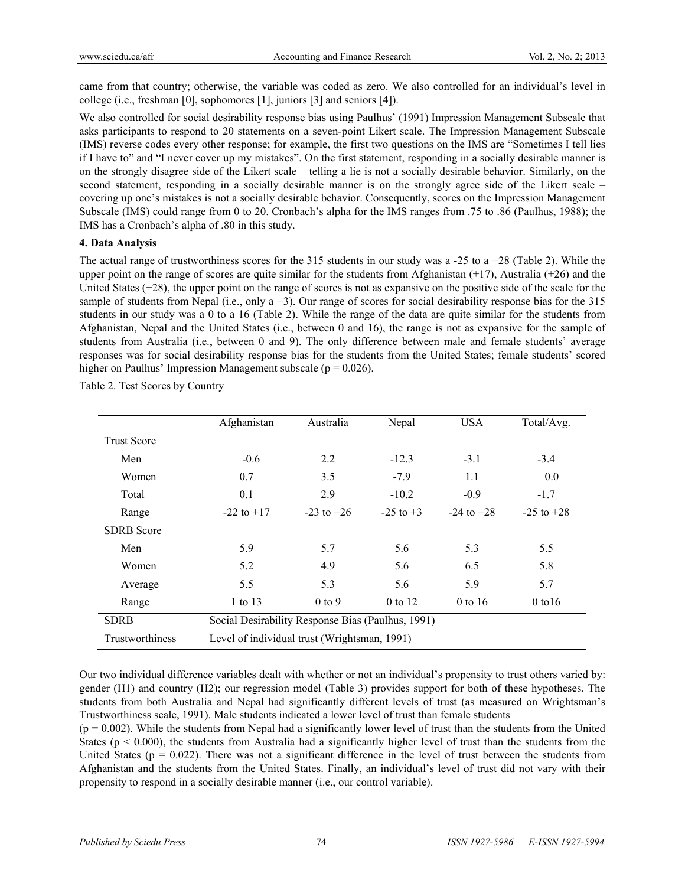came from that country; otherwise, the variable was coded as zero. We also controlled for an individual's level in college (i.e., freshman [0], sophomores [1], juniors [3] and seniors [4]).

We also controlled for social desirability response bias using Paulhus' (1991) Impression Management Subscale that asks participants to respond to 20 statements on a seven-point Likert scale. The Impression Management Subscale (IMS) reverse codes every other response; for example, the first two questions on the IMS are "Sometimes I tell lies if I have to" and "I never cover up my mistakes". On the first statement, responding in a socially desirable manner is on the strongly disagree side of the Likert scale – telling a lie is not a socially desirable behavior. Similarly, on the second statement, responding in a socially desirable manner is on the strongly agree side of the Likert scale – covering up one's mistakes is not a socially desirable behavior. Consequently, scores on the Impression Management Subscale (IMS) could range from 0 to 20. Cronbach's alpha for the IMS ranges from .75 to .86 (Paulhus, 1988); the IMS has a Cronbach's alpha of .80 in this study.

**4. Data Analysis**

The actual range of trustworthiness scores for the 315 students in our study was a -25 to a +28 (Table 2). While the upper point on the range of scores are quite similar for the students from Afghanistan (+17), Australia (+26) and the United States (+28), the upper point on the range of scores is not as expansive on the positive side of the scale for the sample of students from Nepal (i.e., only a +3). Our range of scores for social desirability response bias for the 315 students in our study was a 0 to a 16 (Table 2). While the range of the data are quite similar for the students from Afghanistan, Nepal and the United States (i.e., between 0 and 16), the range is not as expansive for the sample of students from Australia (i.e., between 0 and 9). The only difference between male and female students' average responses was for social desirability response bias for the students from the United States; female students' scored higher on Paulhus' Impression Management subscale (p = 0.026).

Table 2. Test Scores by Country

| | Afghanistan | Australia | Nepal | USA | Total/Avg. |
|---|---|---|---|---|---|
| Trust Score | | | | | |
| Men | -0.6 | 2.2 | -12.3 | -3.1 | -3.4 |
| Women | 0.7 | 3.5 | -7.9 | 1.1 | 0.0 |
| Total | 0.1 | 2.9 | -10.2 | -0.9 | -1.7 |
| Range | -22 to +17 | -23 to +26 | -25 to +3 | -24 to +28 | -25 to +28 |
| SDRB Score | | | | | |
| Men | 5.9 | 5.7 | 5.6 | 5.3 | 5.5 |
| Women | 5.2 | 4.9 | 5.6 | 6.5 | 5.8 |
| Average | 5.5 | 5.3 | 5.6 | 5.9 | 5.7 |
| Range | 1 to 13 | 0 to 9 | 0 to 12 | 0 to 16 | 0 to16 |
| SDRB | Social Desirability Response Bias (Paulhus, 1991) | | | | |
| Trustworthiness | Level of individual trust (Wrightsman, 1991) | | | | |

Our two individual difference variables dealt with whether or not an individual's propensity to trust others varied by: gender (H1) and country (H2); our regression model (Table 3) provides support for both of these hypotheses. The students from both Australia and Nepal had significantly different levels of trust (as measured on Wrightsman's Trustworthiness scale, 1991). Male students indicated a lower level of trust than female students ($p = 0.002$). While the students from Nepal had a significantly lower level of trust than the students from the United States ($p < 0.000$), the students from Australia had a significantly higher level of trust than the students from the United States ($p = 0.022$). There was not a significant difference in the level of trust between the students from Afghanistan and the students from the United States. Finally, an individual's level of trust did not vary with their propensity to respond in a socially desirable manner (i.e., our control variable).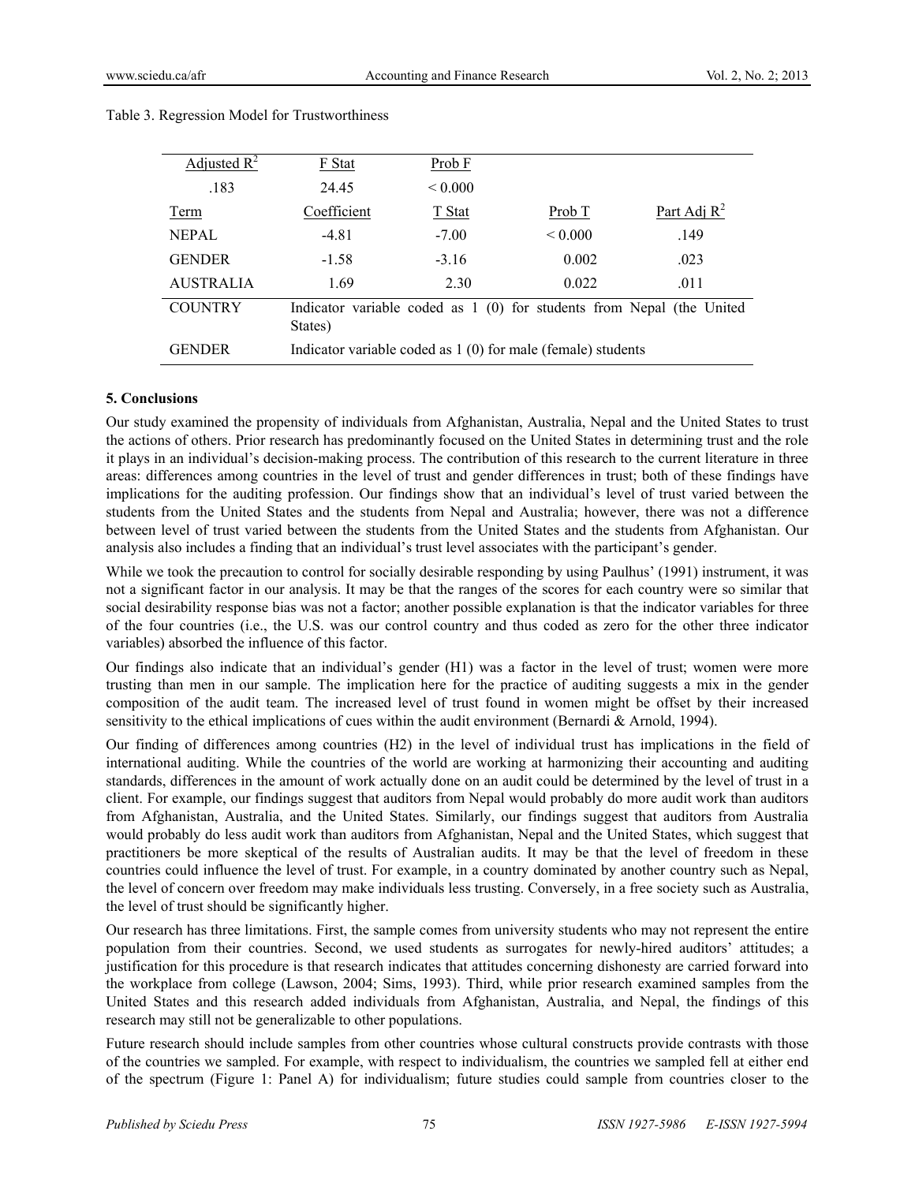Table 3. Regression Model for Trustworthiness

| Adjusted $R^2$ | F Stat | Prob F | | |
|---|---|---|---|---|
| .183 | 24.45 | < 0.000 | | |
| Term | Coefficient | T Stat | Prob T | Part Adj $R^2$ |
| NEPAL | -4.81 | -7.00 | < 0.000 | .149 |
| GENDER | -1.58 | -3.16 | 0.002 | .023 |
| AUSTRALIA | 1.69 | 2.30 | 0.022 | .011 |
| COUNTRY | Indicator variable coded as 1 (0) for students from Nepal (the United States) | | | |
| GENDER | Indicator variable coded as 1 (0) for male (female) students | | | |

### 5. Conclusions

Our study examined the propensity of individuals from Afghanistan, Australia, Nepal and the United States to trust the actions of others. Prior research has predominantly focused on the United States in determining trust and the role it plays in an individual's decision-making process. The contribution of this research to the current literature in three areas: differences among countries in the level of trust and gender differences in trust; both of these findings have implications for the auditing profession. Our findings show that an individual's level of trust varied between the students from the United States and the students from Nepal and Australia; however, there was not a difference between level of trust varied between the students from the United States and the students from Afghanistan. Our analysis also includes a finding that an individual's trust level associates with the participant's gender.

While we took the precaution to control for socially desirable responding by using Paulhus' (1991) instrument, it was not a significant factor in our analysis. It may be that the ranges of the scores for each country were so similar that social desirability response bias was not a factor; another possible explanation is that the indicator variables for three of the four countries (i.e., the U.S. was our control country and thus coded as zero for the other three indicator variables) absorbed the influence of this factor.

Our findings also indicate that an individual's gender (H1) was a factor in the level of trust; women were more trusting than men in our sample. The implication here for the practice of auditing suggests a mix in the gender composition of the audit team. The increased level of trust found in women might be offset by their increased sensitivity to the ethical implications of cues within the audit environment (Bernardi & Arnold, 1994).

Our finding of differences among countries (H2) in the level of individual trust has implications in the field of international auditing. While the countries of the world are working at harmonizing their accounting and auditing standards, differences in the amount of work actually done on an audit could be determined by the level of trust in a client. For example, our findings suggest that auditors from Nepal would probably do more audit work than auditors from Afghanistan, Australia, and the United States. Similarly, our findings suggest that auditors from Australia would probably do less audit work than auditors from Afghanistan, Nepal and the United States, which suggest that practitioners be more skeptical of the results of Australian audits. It may be that the level of freedom in these countries could influence the level of trust. For example, in a country dominated by another country such as Nepal, the level of concern over freedom may make individuals less trusting. Conversely, in a free society such as Australia, the level of trust should be significantly higher.

Our research has three limitations. First, the sample comes from university students who may not represent the entire population from their countries. Second, we used students as surrogates for newly-hired auditors' attitudes; a justification for this procedure is that research indicates that attitudes concerning dishonesty are carried forward into the workplace from college (Lawson, 2004; Sims, 1993). Third, while prior research examined samples from the United States and this research added individuals from Afghanistan, Australia, and Nepal, the findings of this research may still not be generalizable to other populations.

Future research should include samples from other countries whose cultural constructs provide contrasts with those of the countries we sampled. For example, with respect to individualism, the countries we sampled fell at either end of the spectrum (Figure 1: Panel A) for individualism; future studies could sample from countries closer to the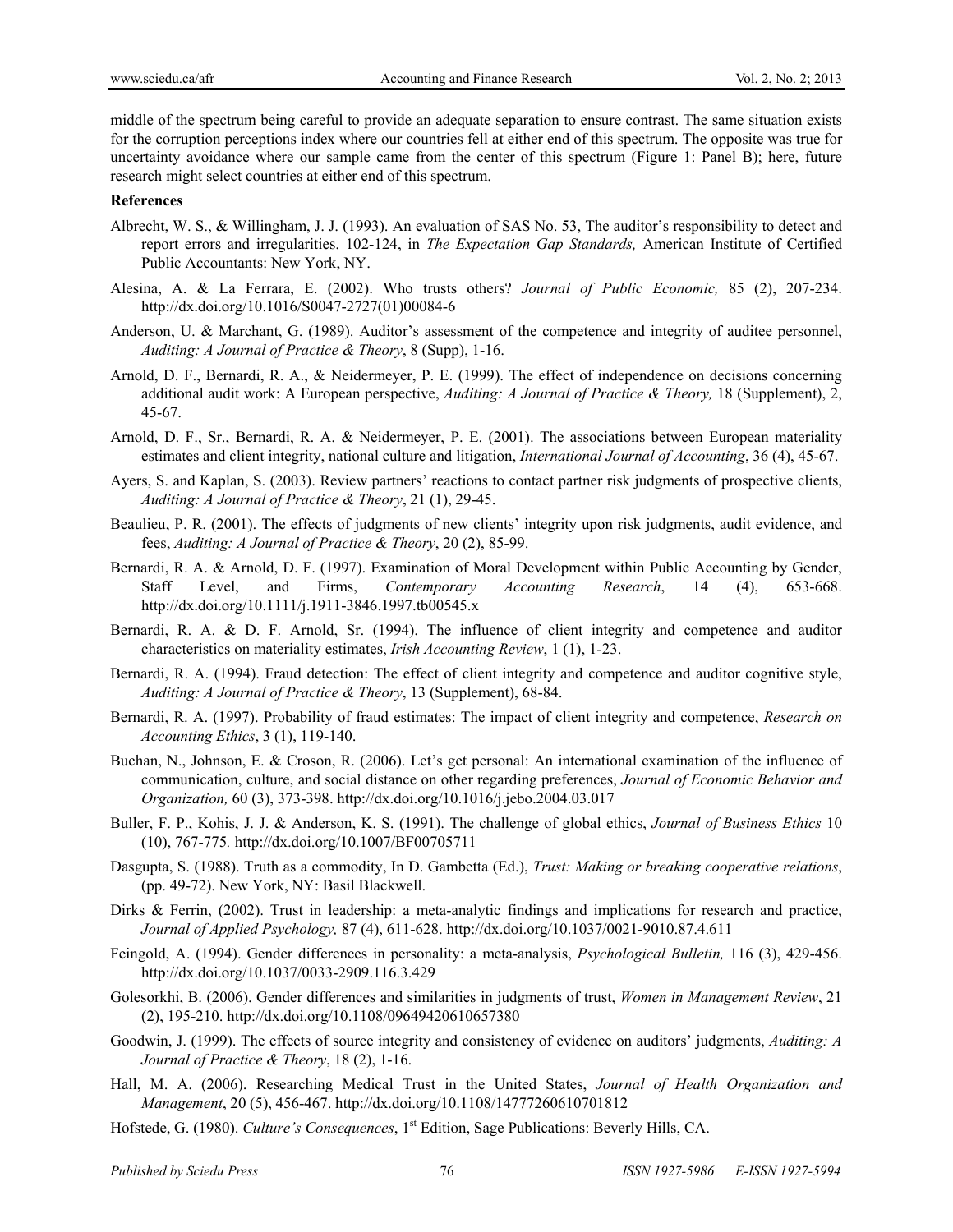middle of the spectrum being careful to provide an adequate separation to ensure contrast. The same situation exists for the corruption perceptions index where our countries fell at either end of this spectrum. The opposite was true for uncertainty avoidance where our sample came from the center of this spectrum (Figure 1: Panel B); here, future research might select countries at either end of this spectrum.

**References**

Albrecht, W. S., & Willingham, J. J. (1993). An evaluation of SAS No. 53, The auditor's responsibility to detect and report errors and irregularities. 102-124, in *The Expectation Gap Standards,* American Institute of Certified Public Accountants: New York, NY.

Alesina, A. & La Ferrara, E. (2002). Who trusts others? *Journal of Public Economic,* 85 (2), 207-234. http://dx.doi.org/10.1016/S0047-2727(01)00084-6

Anderson, U. & Marchant, G. (1989). Auditor's assessment of the competence and integrity of auditee personnel, *Auditing: A Journal of Practice & Theory*, 8 (Supp), 1-16.

Arnold, D. F., Bernardi, R. A., & Neidermeyer, P. E. (1999). The effect of independence on decisions concerning additional audit work: A European perspective, *Auditing: A Journal of Practice & Theory,* 18 (Supplement), 2, 45-67.

Arnold, D. F., Sr., Bernardi, R. A. & Neidermeyer, P. E. (2001). The associations between European materiality estimates and client integrity, national culture and litigation, *International Journal of Accounting*, 36 (4), 45-67.

Ayers, S. and Kaplan, S. (2003). Review partners' reactions to contact partner risk judgments of prospective clients, *Auditing: A Journal of Practice & Theory*, 21 (1), 29-45.

Beaulieu, P. R. (2001). The effects of judgments of new clients' integrity upon risk judgments, audit evidence, and fees, *Auditing: A Journal of Practice & Theory*, 20 (2), 85-99.

Bernardi, R. A. & Arnold, D. F. (1997). Examination of Moral Development within Public Accounting by Gender, Staff Level, and Firms, *Contemporary Accounting Research*, 14 (4), 653-668. http://dx.doi.org/10.1111/j.1911-3846.1997.tb00545.x

Bernardi, R. A. & D. F. Arnold, Sr. (1994). The influence of client integrity and competence and auditor characteristics on materiality estimates, *Irish Accounting Review*, 1 (1), 1-23.

Bernardi, R. A. (1994). Fraud detection: The effect of client integrity and competence and auditor cognitive style, *Auditing: A Journal of Practice & Theory*, 13 (Supplement), 68-84.

Bernardi, R. A. (1997). Probability of fraud estimates: The impact of client integrity and competence, *Research on Accounting Ethics*, 3 (1), 119-140.

Buchan, N., Johnson, E. & Croson, R. (2006). Let's get personal: An international examination of the influence of communication, culture, and social distance on other regarding preferences, *Journal of Economic Behavior and Organization,* 60 (3), 373-398. http://dx.doi.org/10.1016/j.jebo.2004.03.017

Buller, F. P., Kohis, J. J. & Anderson, K. S. (1991). The challenge of global ethics, *Journal of Business Ethics* 10 (10), 767-775*.* http://dx.doi.org/10.1007/BF00705711

Dasgupta, S. (1988). Truth as a commodity, In D. Gambetta (Ed.), *Trust: Making or breaking cooperative relations*, (pp. 49-72). New York, NY: Basil Blackwell.

Dirks & Ferrin, (2002). Trust in leadership: a meta-analytic findings and implications for research and practice, *Journal of Applied Psychology,* 87 (4), 611-628. http://dx.doi.org/10.1037/0021-9010.87.4.611

Feingold, A. (1994). Gender differences in personality: a meta-analysis, *Psychological Bulletin,* 116 (3), 429-456. http://dx.doi.org/10.1037/0033-2909.116.3.429

Golesorkhi, B. (2006). Gender differences and similarities in judgments of trust, *Women in Management Review*, 21 (2), 195-210. http://dx.doi.org/10.1108/09649420610657380

Goodwin, J. (1999). The effects of source integrity and consistency of evidence on auditors' judgments, *Auditing: A Journal of Practice & Theory*, 18 (2), 1-16.

Hall, M. A. (2006). Researching Medical Trust in the United States, *Journal of Health Organization and Management*, 20 (5), 456-467. http://dx.doi.org/10.1108/14777260610701812

Hofstede, G. (1980). *Culture's Consequences*, 1st Edition, Sage Publications: Beverly Hills, CA.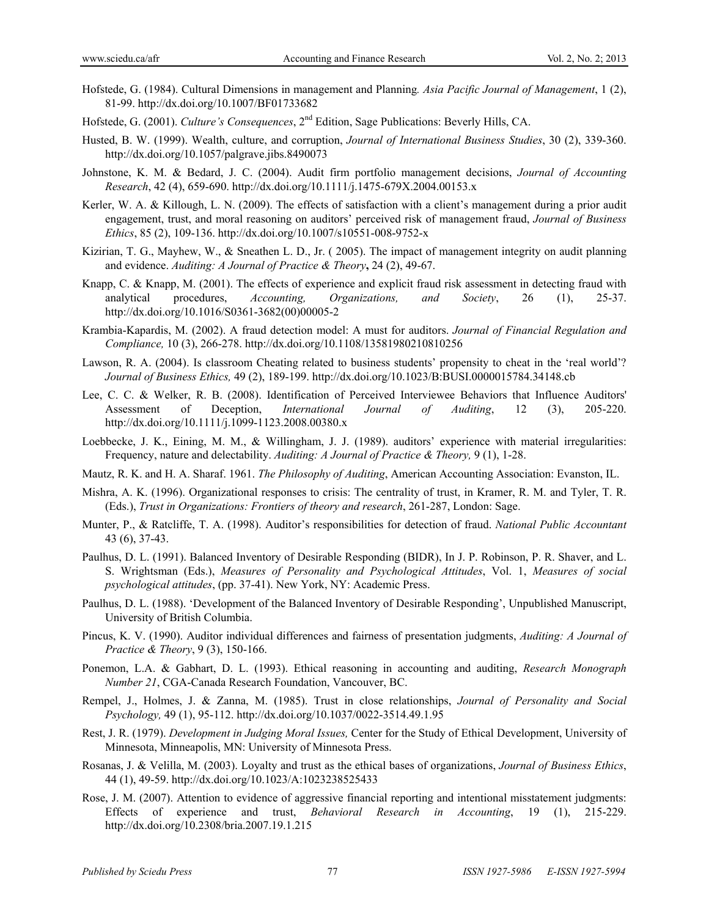Hofstede, G. (1984). Cultural Dimensions in management and Planning. *Asia Pacific Journal of Management*, 1 (2), 81-99. http://dx.doi.org/10.1007/BF01733682

Hofstede, G. (2001). *Culture's Consequences*, 2nd Edition, Sage Publications: Beverly Hills, CA.

Husted, B. W. (1999). Wealth, culture, and corruption, *Journal of International Business Studies*, 30 (2), 339-360. http://dx.doi.org/10.1057/palgrave.jibs.8490073

Johnstone, K. M. & Bedard, J. C. (2004). Audit firm portfolio management decisions, *Journal of Accounting Research*, 42 (4), 659-690. http://dx.doi.org/10.1111/j.1475-679X.2004.00153.x

Kerler, W. A. & Killough, L. N. (2009). The effects of satisfaction with a client's management during a prior audit engagement, trust, and moral reasoning on auditors' perceived risk of management fraud, *Journal of Business Ethics*, 85 (2), 109-136. http://dx.doi.org/10.1007/s10551-008-9752-x

Kizirian, T. G., Mayhew, W., & Sneathen L. D., Jr. ( 2005). The impact of management integrity on audit planning and evidence. *Auditing: A Journal of Practice & Theory*, 24 (2), 49-67.

Knapp, C. & Knapp, M. (2001). The effects of experience and explicit fraud risk assessment in detecting fraud with analytical procedures, *Accounting, Organizations, and Society*, 26 (1), 25-37. http://dx.doi.org/10.1016/S0361-3682(00)00005-2

Krambia-Kapardis, M. (2002). A fraud detection model: A must for auditors. *Journal of Financial Regulation and Compliance,* 10 (3), 266-278. http://dx.doi.org/10.1108/13581980210810256

Lawson, R. A. (2004). Is classroom Cheating related to business students' propensity to cheat in the 'real world'? *Journal of Business Ethics,* 49 (2), 189-199. http://dx.doi.org/10.1023/B:BUSI.0000015784.34148.cb

Lee, C. C. & Welker, R. B. (2008). Identification of Perceived Interviewee Behaviors that Influence Auditors' Assessment of Deception, *International Journal of Auditing*, 12 (3), 205-220. http://dx.doi.org/10.1111/j.1099-1123.2008.00380.x

Loebbecke, J. K., Eining, M. M., & Willingham, J. J. (1989). auditors' experience with material irregularities: Frequency, nature and delectability. *Auditing: A Journal of Practice & Theory,* 9 (1), 1-28.

Mautz, R. K. and H. A. Sharaf. 1961. *The Philosophy of Auditing*, American Accounting Association: Evanston, IL.

Mishra, A. K. (1996). Organizational responses to crisis: The centrality of trust, in Kramer, R. M. and Tyler, T. R. (Eds.), *Trust in Organizations: Frontiers of theory and research*, 261-287, London: Sage.

Munter, P., & Ratcliffe, T. A. (1998). Auditor's responsibilities for detection of fraud. *National Public Accountant* 43 (6), 37-43.

Paulhus, D. L. (1991). Balanced Inventory of Desirable Responding (BIDR), In J. P. Robinson, P. R. Shaver, and L. S. Wrightsman (Eds.), *Measures of Personality and Psychological Attitudes*, Vol. 1, *Measures of social psychological attitudes*, (pp. 37-41). New York, NY: Academic Press.

Paulhus, D. L. (1988). 'Development of the Balanced Inventory of Desirable Responding', Unpublished Manuscript, University of British Columbia.

Pincus, K. V. (1990). Auditor individual differences and fairness of presentation judgments, *Auditing: A Journal of Practice & Theory*, 9 (3), 150-166.

Ponemon, L.A. & Gabhart, D. L. (1993). Ethical reasoning in accounting and auditing, *Research Monograph Number 21*, CGA-Canada Research Foundation, Vancouver, BC.

Rempel, J., Holmes, J. & Zanna, M. (1985). Trust in close relationships, *Journal of Personality and Social Psychology,* 49 (1), 95-112. http://dx.doi.org/10.1037/0022-3514.49.1.95

Rest, J. R. (1979). *Development in Judging Moral Issues,* Center for the Study of Ethical Development, University of Minnesota, Minneapolis, MN: University of Minnesota Press.

Rosanas, J. & Velilla, M. (2003). Loyalty and trust as the ethical bases of organizations, *Journal of Business Ethics*, 44 (1), 49-59. http://dx.doi.org/10.1023/A:1023238525433

Rose, J. M. (2007). Attention to evidence of aggressive financial reporting and intentional misstatement judgments: Effects of experience and trust, *Behavioral Research in Accounting*, 19 (1), 215-229. http://dx.doi.org/10.2308/bria.2007.19.1.215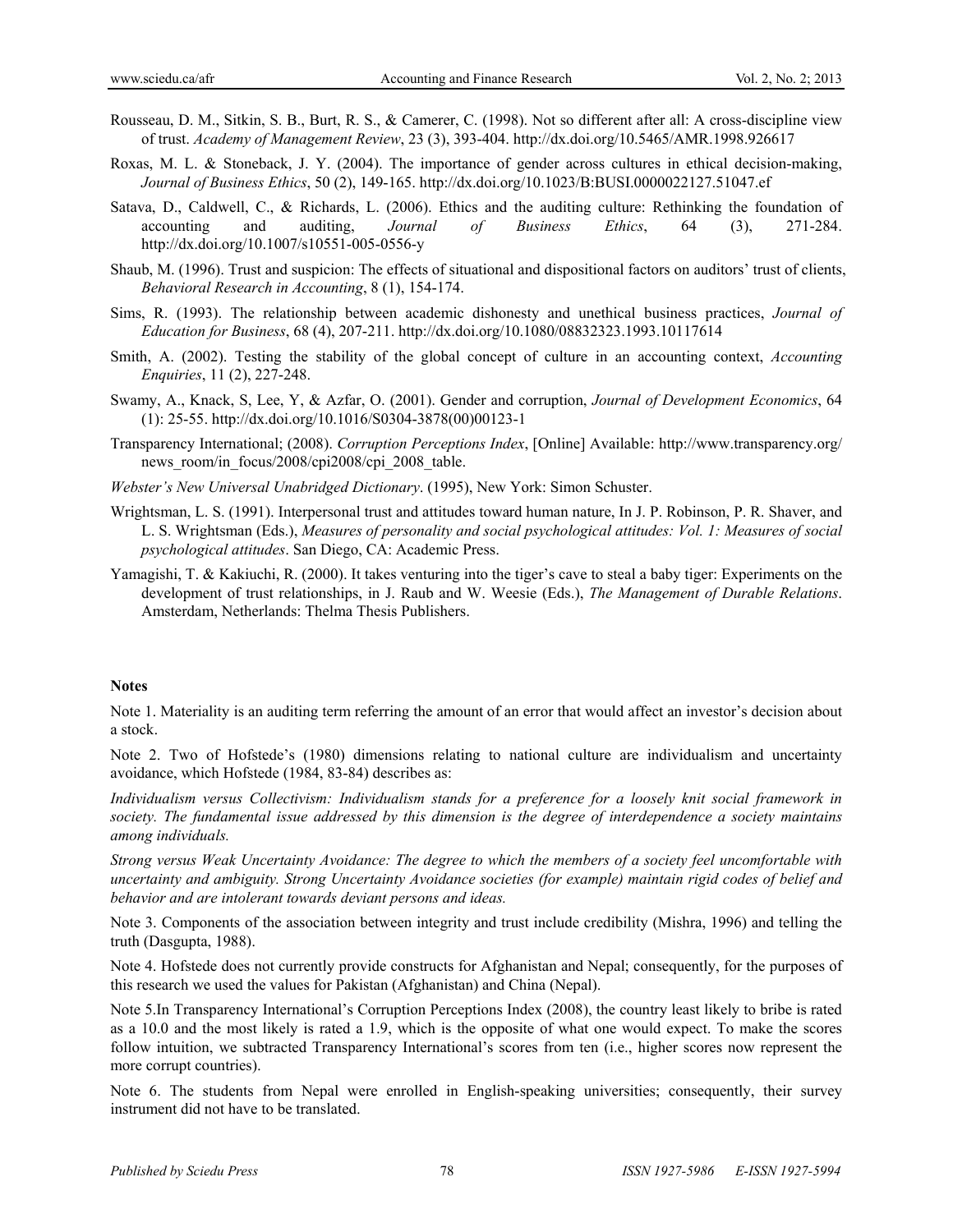Rousseau, D. M., Sitkin, S. B., Burt, R. S., & Camerer, C. (1998). Not so different after all: A cross-discipline view of trust. *Academy of Management Review*, 23 (3), 393-404. http://dx.doi.org/10.5465/AMR.1998.926617

Roxas, M. L. & Stoneback, J. Y. (2004). The importance of gender across cultures in ethical decision-making, *Journal of Business Ethics*, 50 (2), 149-165. http://dx.doi.org/10.1023/B:BUSI.0000022127.51047.ef

Satava, D., Caldwell, C., & Richards, L. (2006). Ethics and the auditing culture: Rethinking the foundation of accounting and auditing, *Journal of Business Ethics*, 64 (3), 271-284. http://dx.doi.org/10.1007/s10551-005-0556-y

Shaub, M. (1996). Trust and suspicion: The effects of situational and dispositional factors on auditors' trust of clients, *Behavioral Research in Accounting*, 8 (1), 154-174.

Sims, R. (1993). The relationship between academic dishonesty and unethical business practices, *Journal of Education for Business*, 68 (4), 207-211. http://dx.doi.org/10.1080/08832323.1993.10117614

Smith, A. (2002). Testing the stability of the global concept of culture in an accounting context, *Accounting Enquiries*, 11 (2), 227-248.

Swamy, A., Knack, S, Lee, Y, & Azfar, O. (2001). Gender and corruption, *Journal of Development Economics*, 64 (1): 25-55. http://dx.doi.org/10.1016/S0304-3878(00)00123-1

Transparency International; (2008). *Corruption Perceptions Index*, [Online] Available: http://www.transparency.org/news_room/in_focus/2008/cpi2008/cpi_2008_table.

*Webster's New Universal Unabridged Dictionary*. (1995), New York: Simon Schuster.

Wrightsman, L. S. (1991). Interpersonal trust and attitudes toward human nature, In J. P. Robinson, P. R. Shaver, and L. S. Wrightsman (Eds.), *Measures of personality and social psychological attitudes: Vol. 1: Measures of social psychological attitudes*. San Diego, CA: Academic Press.

Yamagishi, T. & Kakiuchi, R. (2000). It takes venturing into the tiger's cave to steal a baby tiger: Experiments on the development of trust relationships, in J. Raub and W. Weesie (Eds.), *The Management of Durable Relations*. Amsterdam, Netherlands: Thelma Thesis Publishers.

## Notes

Note 1. Materiality is an auditing term referring the amount of an error that would affect an investor's decision about a stock.

Note 2. Two of Hofstede's (1980) dimensions relating to national culture are individualism and uncertainty avoidance, which Hofstede (1984, 83-84) describes as:

*Individualism versus Collectivism: Individualism stands for a preference for a loosely knit social framework in society. The fundamental issue addressed by this dimension is the degree of interdependence a society maintains among individuals.*

*Strong versus Weak Uncertainty Avoidance: The degree to which the members of a society feel uncomfortable with uncertainty and ambiguity. Strong Uncertainty Avoidance societies (for example) maintain rigid codes of belief and behavior and are intolerant towards deviant persons and ideas.*

Note 3. Components of the association between integrity and trust include credibility (Mishra, 1996) and telling the truth (Dasgupta, 1988).

Note 4. Hofstede does not currently provide constructs for Afghanistan and Nepal; consequently, for the purposes of this research we used the values for Pakistan (Afghanistan) and China (Nepal).

Note 5.In Transparency International's Corruption Perceptions Index (2008), the country least likely to bribe is rated as a 10.0 and the most likely is rated a 1.9, which is the opposite of what one would expect. To make the scores follow intuition, we subtracted Transparency International's scores from ten (i.e., higher scores now represent the more corrupt countries).

Note 6. The students from Nepal were enrolled in English-speaking universities; consequently, their survey instrument did not have to be translated.